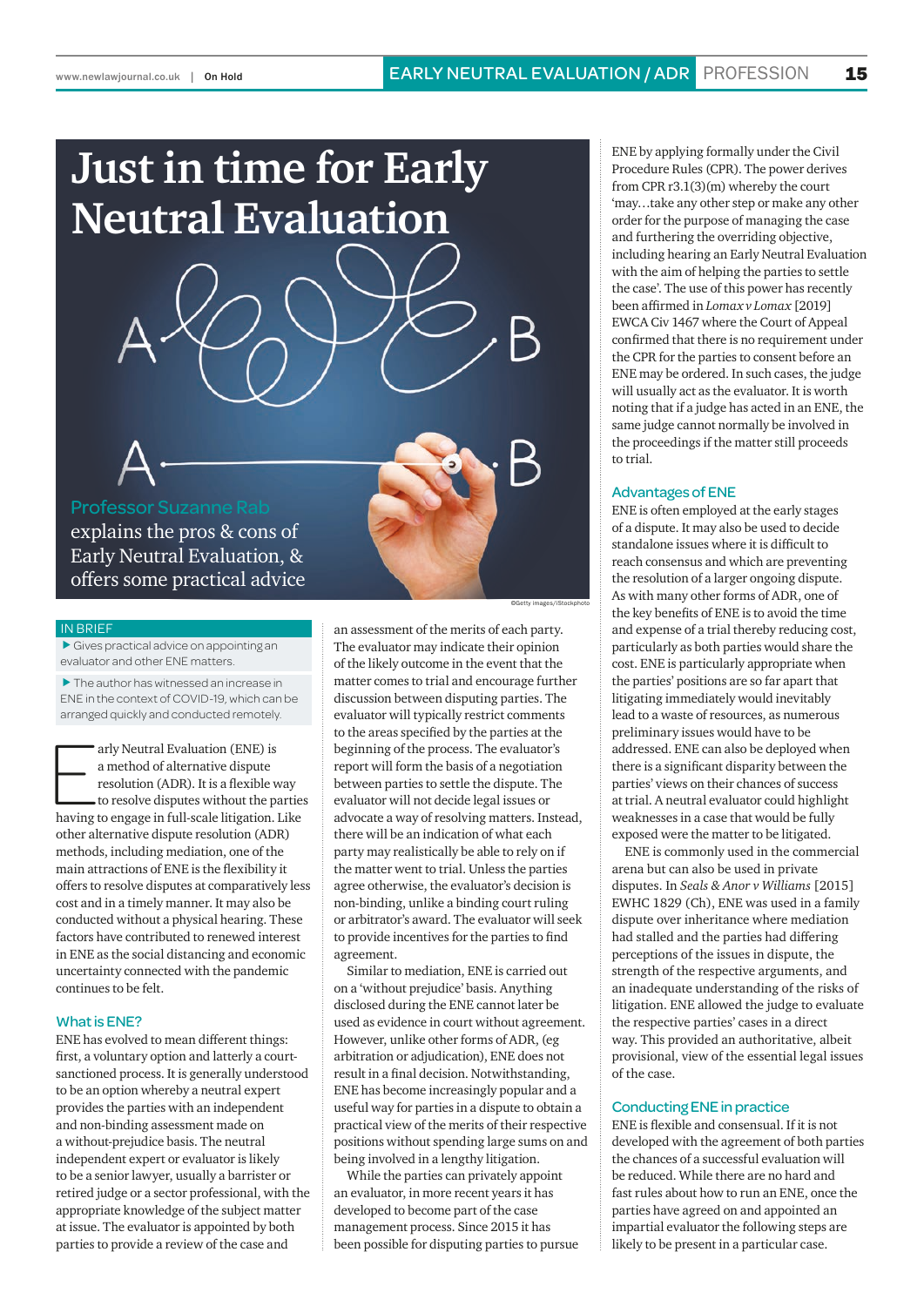# Just in time for Early Neutral Evaluation

**Professor Suzanne Rab** explains the pros & cons of Early Neutral Evaluation, & offers some practical advice

©Getty images/iStockphoto

**IN BRIEF**

- Gives practical advice on appointing an evaluator and other ENE matters.
- The author has witnessed an increase in ENE in the context of COVID-19, which can be arranged quickly and conducted remotely.

Early Neutral Evaluation (ENE) is a method of alternative dispute resolution (ADR). It is a flexible way to resolve disputes without the parties having to engage in full-scale litigation. Like other alternative dispute resolution (ADR) methods, including mediation, one of the main attractions of ENE is the flexibility it offers to resolve disputes at comparatively less cost and in a timely manner. It may also be conducted without a physical hearing. These factors have contributed to renewed interest in ENE as the social distancing and economic uncertainty connected with the pandemic continues to be felt.

## What is ENE?

ENE has evolved to mean different things: first, a voluntary option and latterly a court-sanctioned process. It is generally understood to be an option whereby a neutral expert provides the parties with an independent and non-binding assessment made on a without-prejudice basis. The neutral independent expert or evaluator is likely to be a senior lawyer, usually a barrister or retired judge or a sector professional, with the appropriate knowledge of the subject matter at issue. The evaluator is appointed by both parties to provide a review of the case and an assessment of the merits of each party. The evaluator may indicate their opinion of the likely outcome in the event that the matter comes to trial and encourage further discussion between disputing parties. The evaluator will typically restrict comments to the areas specified by the parties at the beginning of the process. The evaluator's report will form the basis of a negotiation between parties to settle the dispute. The evaluator will not decide legal issues or advocate a way of resolving matters. Instead, there will be an indication of what each party may realistically be able to rely on if the matter went to trial. Unless the parties agree otherwise, the evaluator's decision is non-binding, unlike a binding court ruling or arbitrator's award. The evaluator will seek to provide incentives for the parties to find agreement.

Similar to mediation, ENE is carried out on a 'without prejudice' basis. Anything disclosed during the ENE cannot later be used as evidence in court without agreement. However, unlike other forms of ADR, (eg arbitration or adjudication), ENE does not result in a final decision. Notwithstanding, ENE has become increasingly popular and a useful way for parties in a dispute to obtain a practical view of the merits of their respective positions without spending large sums on and being involved in a lengthy litigation.

While the parties can privately appoint an evaluator, in more recent years it has developed to become part of the case management process. Since 2015 it has been possible for disputing parties to pursue ENE by applying formally under the Civil Procedure Rules (CPR). The power derives from CPR r3.1(3)(m) whereby the court 'may…take any other step or make any other order for the purpose of managing the case and furthering the overriding objective, including hearing an Early Neutral Evaluation with the aim of helping the parties to settle the case'. The use of this power has recently been affirmed in *Lomax v Lomax* [2019] EWCA Civ 1467 where the Court of Appeal confirmed that there is no requirement under the CPR for the parties to consent before an ENE may be ordered. In such cases, the judge will usually act as the evaluator. It is worth noting that if a judge has acted in an ENE, the same judge cannot normally be involved in the proceedings if the matter still proceeds to trial.

## Advantages of ENE

ENE is often employed at the early stages of a dispute. It may also be used to decide standalone issues where it is difficult to reach consensus and which are preventing the resolution of a larger ongoing dispute. As with many other forms of ADR, one of the key benefits of ENE is to avoid the time and expense of a trial thereby reducing cost, particularly as both parties would share the cost. ENE is particularly appropriate when the parties' positions are so far apart that litigating immediately would inevitably lead to a waste of resources, as numerous preliminary issues would have to be addressed. ENE can also be deployed when there is a significant disparity between the parties' views on their chances of success at trial. A neutral evaluator could highlight weaknesses in a case that would be fully exposed were the matter to be litigated.

ENE is commonly used in the commercial arena but can also be used in private disputes. In *Seals & Anor v Williams* [2015] EWHC 1829 (Ch), ENE was used in a family dispute over inheritance where mediation had stalled and the parties had differing perceptions of the issues in dispute, the strength of the respective arguments, and an inadequate understanding of the risks of litigation. ENE allowed the judge to evaluate the respective parties' cases in a direct way. This provided an authoritative, albeit provisional, view of the essential legal issues of the case.

## Conducting ENE in practice

ENE is flexible and consensual. If it is not developed with the agreement of both parties the chances of a successful evaluation will be reduced. While there are no hard and fast rules about how to run an ENE, once the parties have agreed on and appointed an impartial evaluator the following steps are likely to be present in a particular case.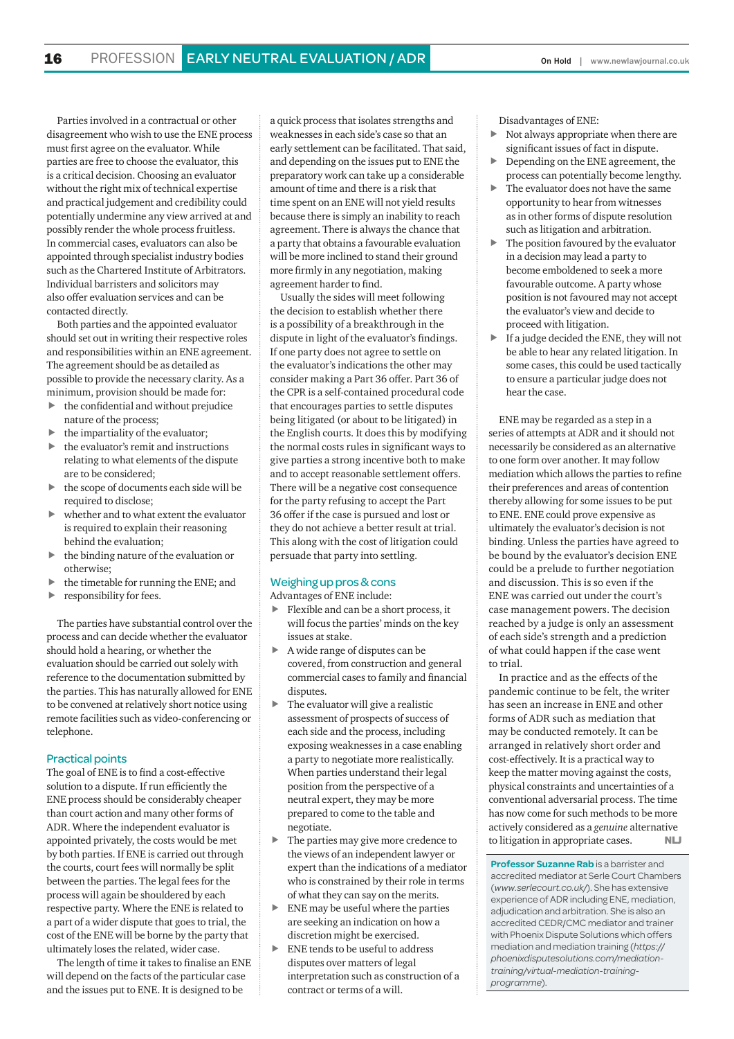Parties involved in a contractual or other disagreement who wish to use the ENE process must first agree on the evaluator. While parties are free to choose the evaluator, this is a critical decision. Choosing an evaluator without the right mix of technical expertise and practical judgement and credibility could potentially undermine any view arrived at and possibly render the whole process fruitless. In commercial cases, evaluators can also be appointed through specialist industry bodies such as the Chartered Institute of Arbitrators. Individual barristers and solicitors may also offer evaluation services and can be contacted directly.

Both parties and the appointed evaluator should set out in writing their respective roles and responsibilities within an ENE agreement. The agreement should be as detailed as possible to provide the necessary clarity. As a minimum, provision should be made for:

- the confidential and without prejudice nature of the process;
- the impartiality of the evaluator;
- the evaluator's remit and instructions relating to what elements of the dispute are to be considered;
- the scope of documents each side will be required to disclose;
- whether and to what extent the evaluator is required to explain their reasoning behind the evaluation;
- the binding nature of the evaluation or otherwise;
- the timetable for running the ENE; and
- responsibility for fees.

The parties have substantial control over the process and can decide whether the evaluator should hold a hearing, or whether the evaluation should be carried out solely with reference to the documentation submitted by the parties. This has naturally allowed for ENE to be convened at relatively short notice using remote facilities such as video-conferencing or telephone.

## Practical points

The goal of ENE is to find a cost-effective solution to a dispute. If run efficiently the ENE process should be considerably cheaper than court action and many other forms of ADR. Where the independent evaluator is appointed privately, the costs would be met by both parties. If ENE is carried out through the courts, court fees will normally be split between the parties. The legal fees for the process will again be shouldered by each respective party. Where the ENE is related to a part of a wider dispute that goes to trial, the cost of the ENE will be borne by the party that ultimately loses the related, wider case.

The length of time it takes to finalise an ENE will depend on the facts of the particular case and the issues put to ENE. It is designed to be a quick process that isolates strengths and weaknesses in each side's case so that an early settlement can be facilitated. That said, and depending on the issues put to ENE and the preparatory work case can take up a considerable amount of time and there is a risk that time spent on an ENE will not yield results because there is simply an inability to reach agreement. There is always the chance that a party that obtains a favourable evaluation will be more inclined to stand their ground more firmly in any negotiation, making agreement harder to find.

Usually the sides will meet following the decision to establish whether there is a possibility of a breakthrough in the dispute in light of the evaluator's findings. If one party does not agree to settle on the evaluator's indications the other may consider making a Part 36 offer. Part 36 of the CPR is a self-contained procedural code that encourages parties to settle disputes being litigated (or about to be litigated) in the English courts. It does this by modifying the normal costs rules in significant ways to give parties a strong incentive both to make and to accept reasonable settlement offers. There will be a negative cost consequence for the party refusing to accept the Part 36 offer if the case is pursued and lost or they do not achieve a better result at trial. This along with the cost of litigation could persuade that party into settling.

## Weighing up pros & cons

Advantages of ENE include:

- Flexible and can be a short process, it will focus the parties' minds on the key issues at stake.
- A wide range of disputes can be covered, from construction and general commercial cases to family and financial disputes.
- The evaluator will give a realistic assessment of prospects of success of each side and the process, including exposing weaknesses in a case enabling a party to negotiate more realistically. When parties understand their legal position from the perspective of a neutral expert, they may be more prepared to come to the table and negotiate.
- The parties may give more credence to the views of an independent lawyer or expert than the indications of a mediator who is constrained by their role in terms of what they can say on the merits.
- ENE may be useful where the parties are seeking an indication on how a discretion might be exercised.
- ENE tends to be useful to address disputes over matters of legal interpretation such as construction of a contract or terms of a will.

Disadvantages of ENE:

- Not always appropriate when there are significant issues of fact in dispute.
- Depending on the ENE agreement, the process can potentially become lengthy.
- The evaluator does not have the same opportunity to hear from witnesses as in other forms of dispute resolution such as litigation and arbitration.
- The position favoured by the evaluator in a decision may lead a party to become emboldened to seek a more favourable outcome. A party whose position is not favoured may not accept the evaluator's view and decide to proceed with litigation.
- If a judge decided the ENE, they will not be able to hear any related litigation. In some cases, this could be used tactically to ensure a particular judge does not hear the case.

ENE may be regarded as a step in a series of attempts at ADR and it should not necessarily be considered as an alternative to one form over another. It may follow mediation which allows the parties to refine their preferences and areas of contention thereby allowing for some issues to be put to ENE. ENE could prove expensive as ultimately the evaluator's decision is not binding. Unless the parties have agreed to be bound by the evaluator's decision ENE could be a prelude to further negotiation and discussion. This is so even if the ENE was carried out under the court's case management powers. The decision reached by a judge is only an assessment of each side's strength and a prediction of what could happen if the case went to trial.

In practice and as the effects of the pandemic continue to be felt, the writer has seen an increase in ENE and other forms of ADR such as mediation that may be conducted remotely. It can be arranged in relatively short order and cost-effectively. It is a practical way to keep the matter moving against the costs, physical constraints and uncertainties of a conventional adversarial process. The time has now come for such methods to be more actively considered as a *genuine* alternative to litigation in appropriate cases. NLJ

**Professor Suzanne Rab** is a barrister and accredited mediator at Serle Court Chambers (*www.serlecourt.co.uk/*). She has extensive experience of ADR including ENE, mediation, adjudication and arbitration. She is also an accredited CEDR/CMC mediator and trainer with Phoenix Dispute Solutions which offers mediation and mediation training (*https://phoenixdisputesolutions.com/mediation-training/virtual-mediation-training-programme*).